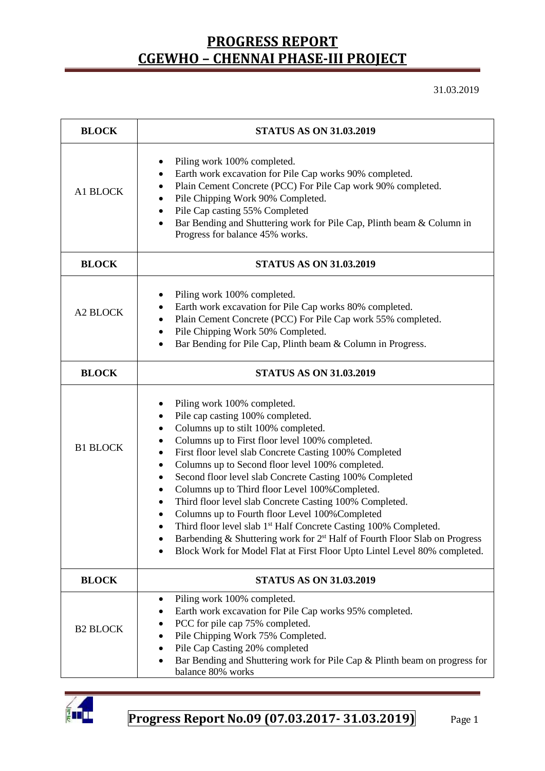# PROGRESS REPORT
# CGEWHO – CHENNAI PHASE-III PROJECT

31.03.2019

| BLOCK | STATUS AS ON 31.03.2019 |
|---|---|
| A1 BLOCK | • Piling work 100% completed.<br>• Earth work excavation for Pile Cap works 90% completed.<br>• Plain Cement Concrete (PCC) For Pile Cap work 90% completed.<br>• Pile Chipping Work 90% Completed.<br>• Pile Cap casting 55% Completed<br>• Bar Bending and Shuttering work for Pile Cap, Plinth beam & Column in Progress for balance 45% works. |
| **BLOCK** | **STATUS AS ON 31.03.2019** |
| A2 BLOCK | • Piling work 100% completed.<br>• Earth work excavation for Pile Cap works 80% completed.<br>• Plain Cement Concrete (PCC) For Pile Cap work 55% completed.<br>• Pile Chipping Work 50% Completed.<br>• Bar Bending for Pile Cap, Plinth beam & Column in Progress. |
| **BLOCK** | **STATUS AS ON 31.03.2019** |
| B1 BLOCK | • Piling work 100% completed.<br>• Pile cap casting 100% completed.<br>• Columns up to stilt 100% completed.<br>• Columns up to First floor level 100% completed.<br>• First floor level slab Concrete Casting 100% Completed<br>• Columns up to Second floor level 100% completed.<br>• Second floor level slab Concrete Casting 100% Completed<br>• Columns up to Third floor Level 100%Completed.<br>• Third floor level slab Concrete Casting 100% Completed.<br>• Columns up to Fourth floor Level 100%Completed<br>• Third floor level slab 1st Half Concrete Casting 100% Completed.<br>• Barbending & Shuttering work for 2st Half of Fourth Floor Slab on Progress<br>• Block Work for Model Flat at First Floor Upto Lintel Level 80% completed. |
| **BLOCK** | **STATUS AS ON 31.03.2019** |
| B2 BLOCK | • Piling work 100% completed.<br>• Earth work excavation for Pile Cap works 95% completed.<br>• PCC for pile cap 75% completed.<br>• Pile Chipping Work 75% Completed.<br>• Pile Cap Casting 20% completed<br>• Bar Bending and Shuttering work for Pile Cap & Plinth beam on progress for balance 80% works |

**Progress Report No.09 (07.03.2017- 31.03.2019)**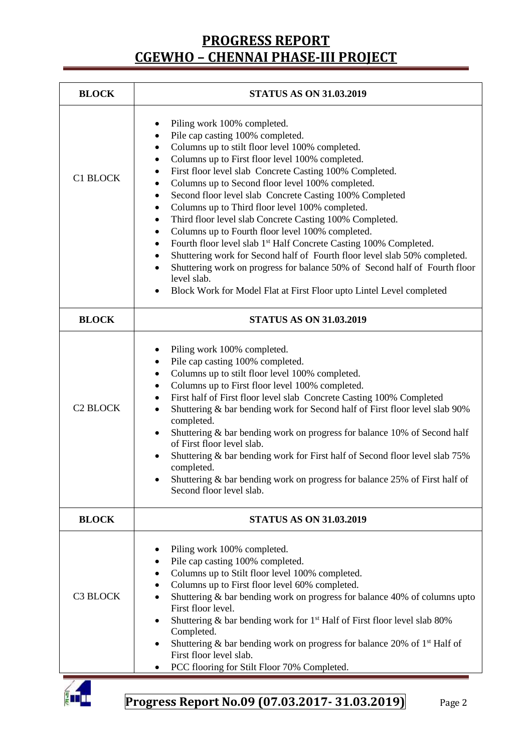# PROGRESS REPORT
# CGEWHO – CHENNAI PHASE-III PROJECT

| BLOCK | STATUS AS ON 31.03.2019 |
|---|---|
| C1 BLOCK | • Piling work 100% completed.<br>• Pile cap casting 100% completed.<br>• Columns up to stilt floor level 100% completed.<br>• Columns up to First floor level 100% completed.<br>• First floor level slab Concrete Casting 100% Completed.<br>• Columns up to Second floor level 100% completed.<br>• Second floor level slab Concrete Casting 100% Completed<br>• Columns up to Third floor level 100% completed.<br>• Third floor level slab Concrete Casting 100% Completed.<br>• Columns up to Fourth floor level 100% completed.<br>• Fourth floor level slab 1st Half Concrete Casting 100% Completed.<br>• Shuttering work for Second half of Fourth floor level slab 50% completed.<br>• Shuttering work on progress for balance 50% of Second half of Fourth floor level slab.<br>• Block Work for Model Flat at First Floor upto Lintel Level completed |
| **BLOCK** | **STATUS AS ON 31.03.2019** |
| C2 BLOCK | • Piling work 100% completed.<br>• Pile cap casting 100% completed.<br>• Columns up to stilt floor level 100% completed.<br>• Columns up to First floor level 100% completed.<br>• First half of First floor level slab Concrete Casting 100% Completed<br>• Shuttering & bar bending work for Second half of First floor level slab 90% completed.<br>• Shuttering & bar bending work on progress for balance 10% of Second half of First floor level slab.<br>• Shuttering & bar bending work for First half of Second floor level slab 75% completed.<br>• Shuttering & bar bending work on progress for balance 25% of First half of Second floor level slab. |
| **BLOCK** | **STATUS AS ON 31.03.2019** |
| C3 BLOCK | • Piling work 100% completed.<br>• Pile cap casting 100% completed.<br>• Columns up to Stilt floor level 100% completed.<br>• Columns up to First floor level 60% completed.<br>• Shuttering & bar bending work on progress for balance 40% of columns upto First floor level.<br>• Shuttering & bar bending work for 1st Half of First floor level slab 80% Completed.<br>• Shuttering & bar bending work on progress for balance 20% of 1st Half of First floor level slab.<br>• PCC flooring for Stilt Floor 70% Completed. |

**Progress Report No.09 (07.03.2017- 31.03.2019)**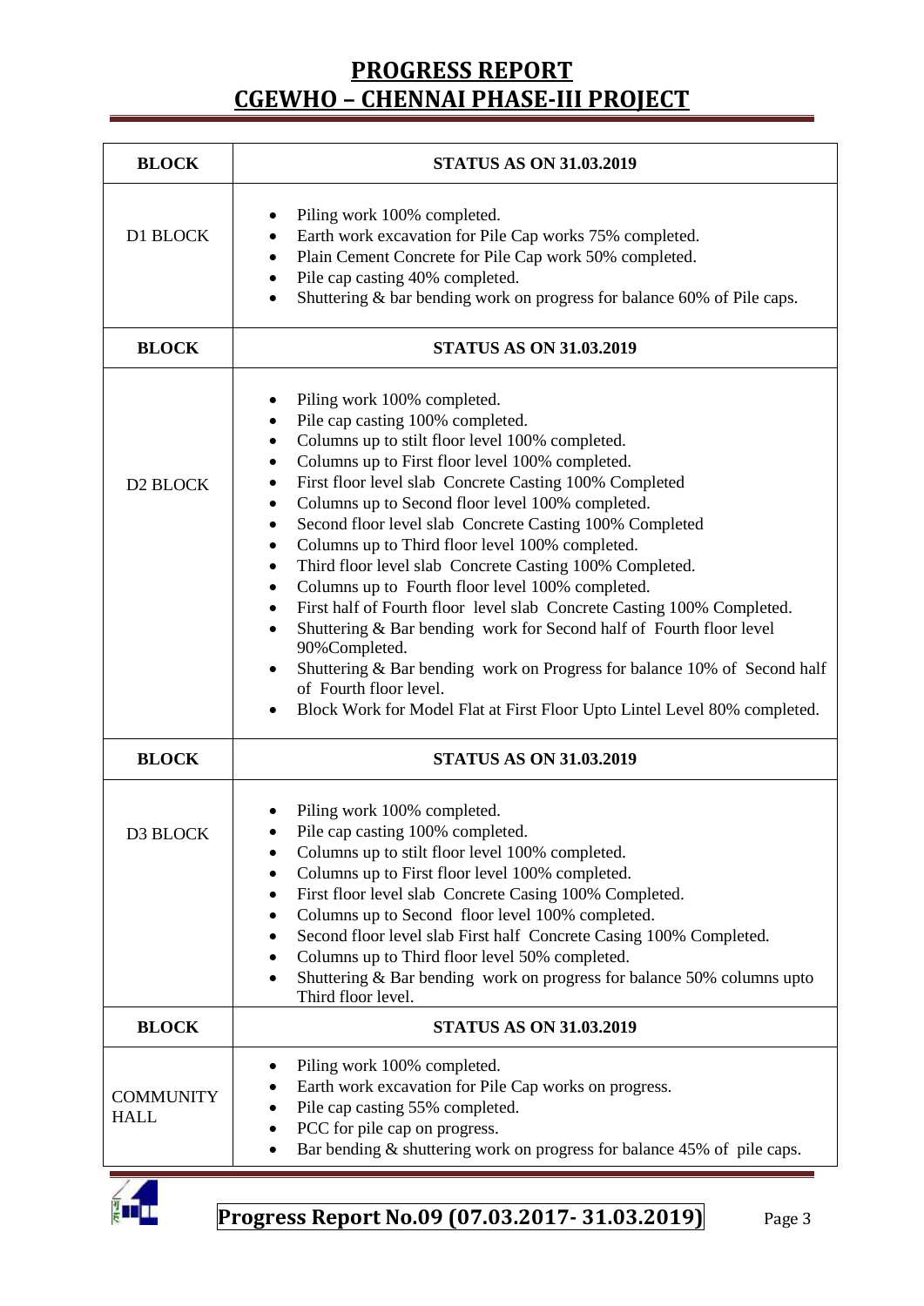# PROGRESS REPORT
# CGEWHO – CHENNAI PHASE-III PROJECT

| BLOCK | STATUS AS ON 31.03.2019 |
|---|---|
| D1 BLOCK | • Piling work 100% completed.<br>• Earth work excavation for Pile Cap works 75% completed.<br>• Plain Cement Concrete for Pile Cap work 50% completed.<br>• Pile cap casting 40% completed.<br>• Shuttering & bar bending work on progress for balance 60% of Pile caps. |
| **BLOCK** | **STATUS AS ON 31.03.2019** |
| D2 BLOCK | • Piling work 100% completed.<br>• Pile cap casting 100% completed.<br>• Columns up to stilt floor level 100% completed.<br>• Columns up to First floor level 100% completed.<br>• First floor level slab Concrete Casting 100% Completed<br>• Columns up to Second floor level 100% completed.<br>• Second floor level slab Concrete Casting 100% Completed<br>• Columns up to Third floor level 100% completed.<br>• Third floor level slab Concrete Casting 100% Completed.<br>• Columns up to Fourth floor level 100% completed.<br>• First half of Fourth floor level slab Concrete Casting 100% Completed.<br>• Shuttering & Bar bending work for Second half of Fourth floor level 90%Completed.<br>• Shuttering & Bar bending work on Progress for balance 10% of Second half of Fourth floor level.<br>• Block Work for Model Flat at First Floor Upto Lintel Level 80% completed. |
| **BLOCK** | **STATUS AS ON 31.03.2019** |
| D3 BLOCK | • Piling work 100% completed.<br>• Pile cap casting 100% completed.<br>• Columns up to stilt floor level 100% completed.<br>• Columns up to First floor level 100% completed.<br>• First floor level slab Concrete Casing 100% Completed.<br>• Columns up to Second floor level 100% completed.<br>• Second floor level slab First half Concrete Casing 100% Completed.<br>• Columns up to Third floor level 50% completed.<br>• Shuttering & Bar bending work on progress for balance 50% columns upto Third floor level. |
| **BLOCK** | **STATUS AS ON 31.03.2019** |
| COMMUNITY HALL | • Piling work 100% completed.<br>• Earth work excavation for Pile Cap works on progress.<br>• Pile cap casting 55% completed.<br>• PCC for pile cap on progress.<br>• Bar bending & shuttering work on progress for balance 45% of pile caps. |

**Progress Report No.09 (07.03.2017- 31.03.2019)**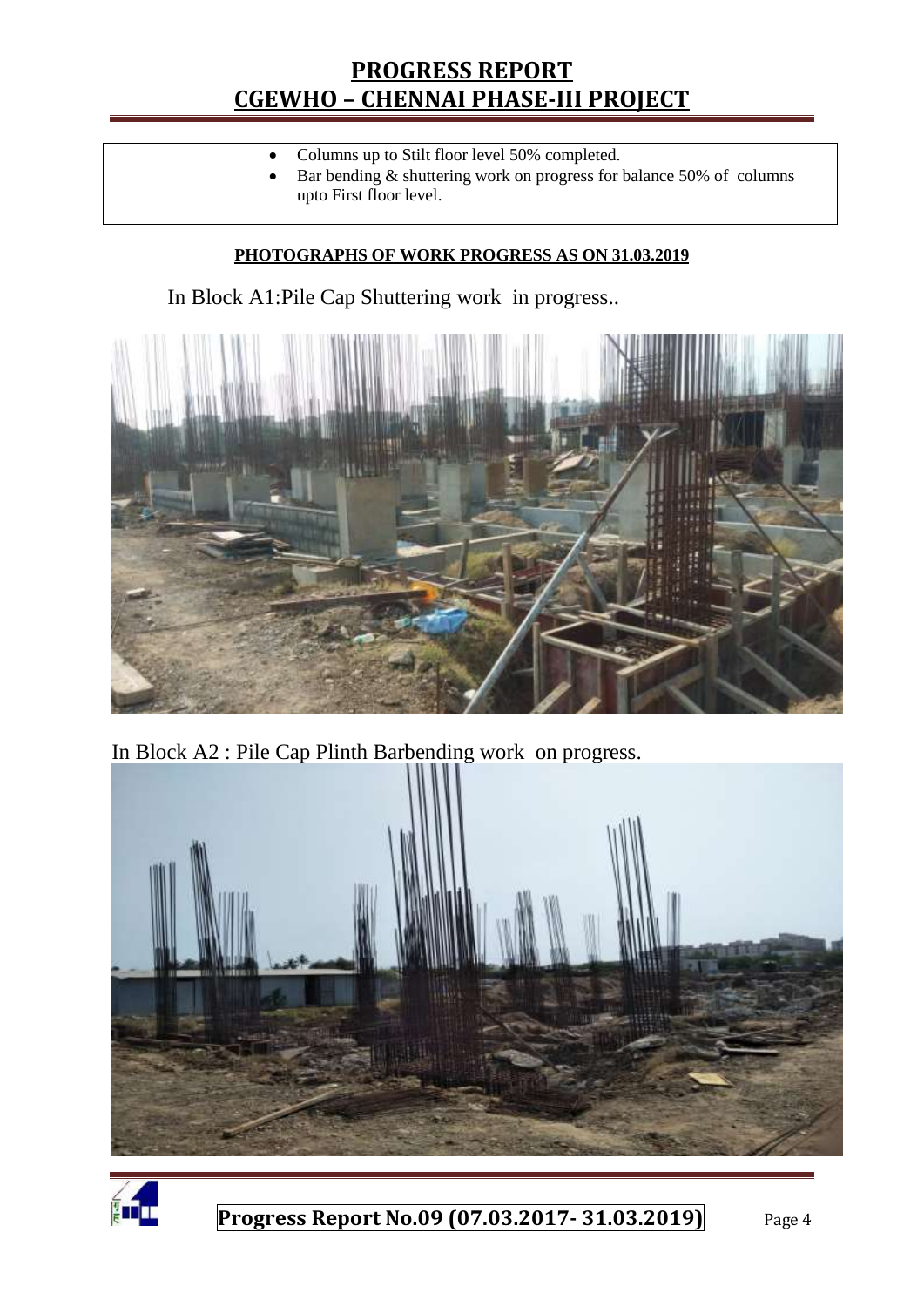| | • Columns up to Stilt floor level 50% completed.<br>• Bar bending & shuttering work on progress for balance 50% of columns upto First floor level. |
|---|---|

**PHOTOGRAPHS OF WORK PROGRESS AS ON 31.03.2019**

In Block A1:Pile Cap Shuttering work in progress..

In Block A2 : Pile Cap Plinth Barbending work on progress.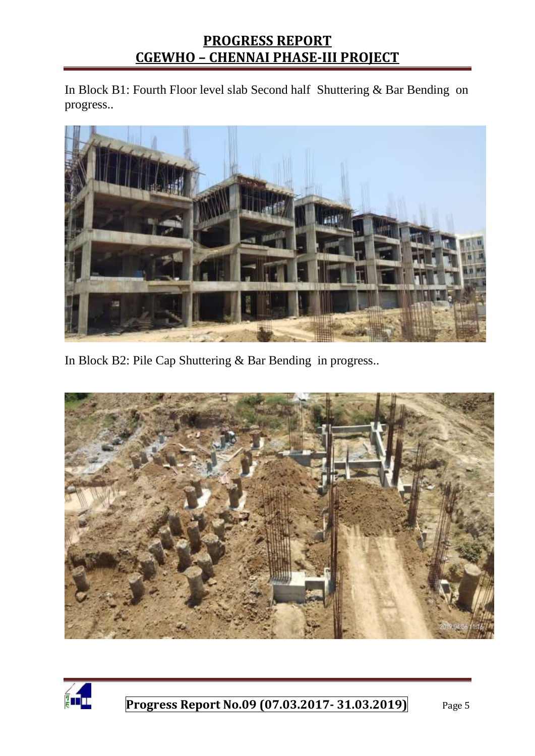In Block B1: Fourth Floor level slab Second half Shuttering & Bar Bending on progress..

In Block B2: Pile Cap Shuttering & Bar Bending in progress..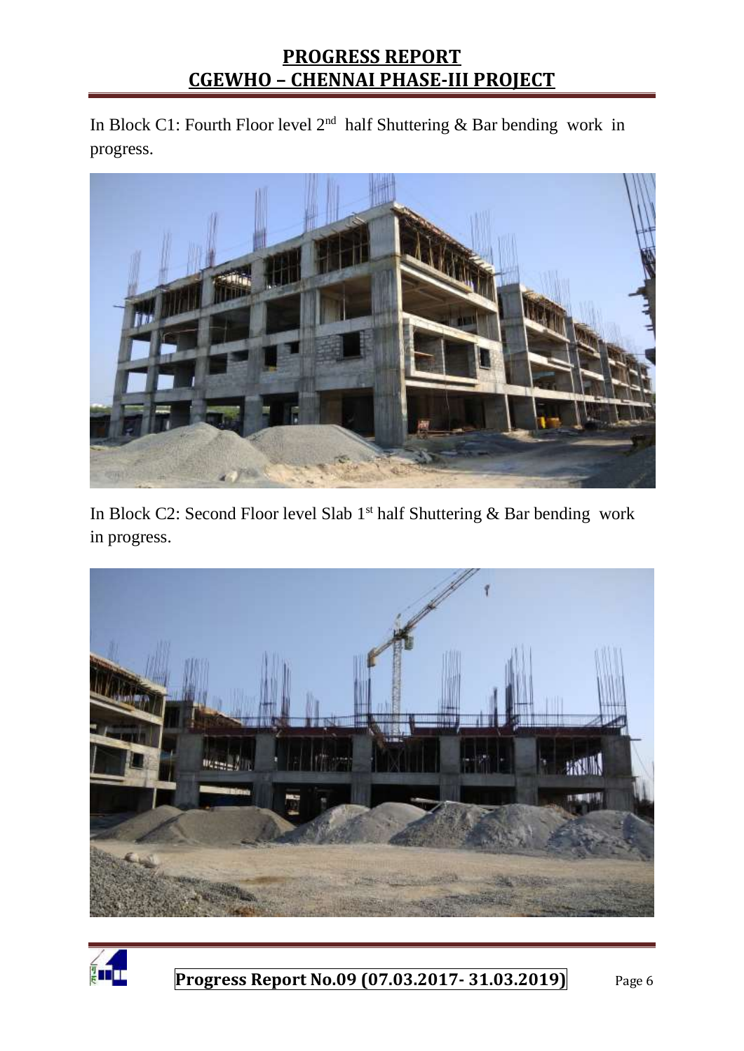In Block C1: Fourth Floor level 2nd half Shuttering & Bar bending work in progress.

In Block C2: Second Floor level Slab 1st half Shuttering & Bar bending work in progress.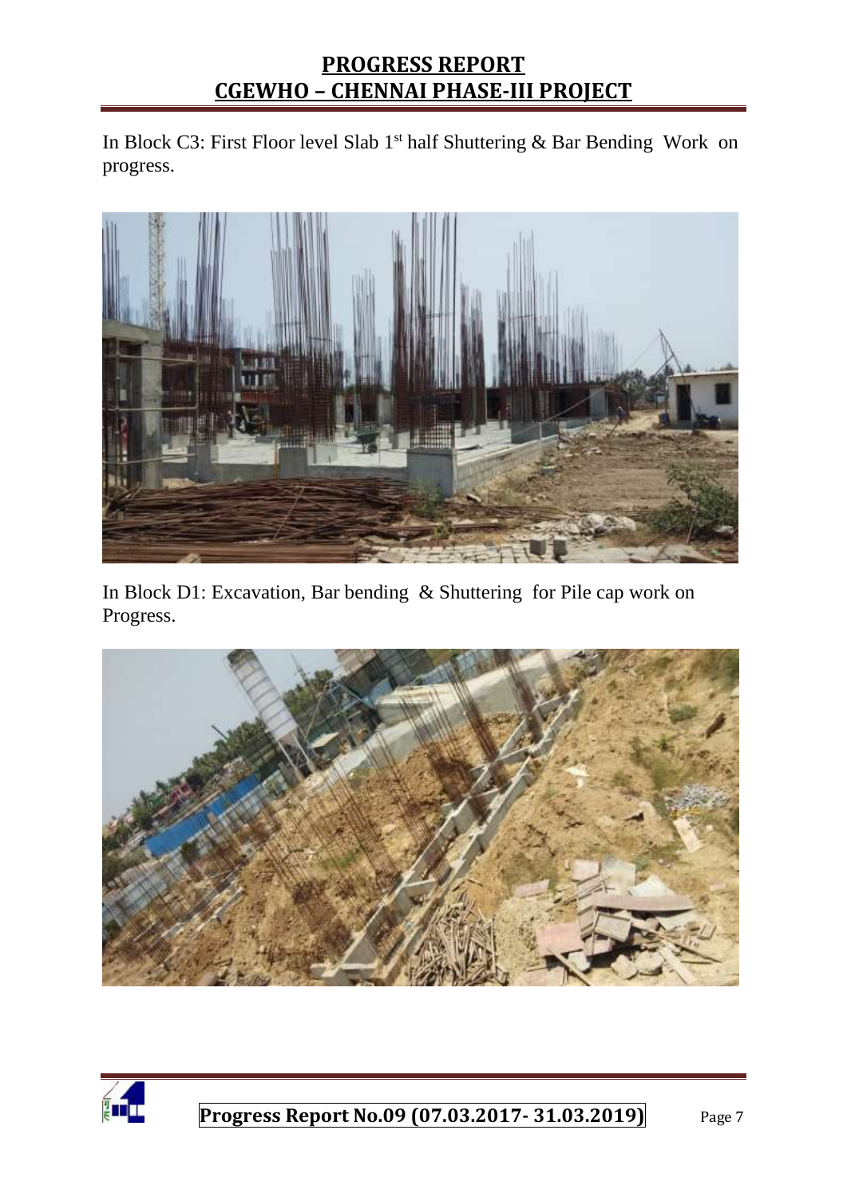In Block C3: First Floor level Slab 1st half Shuttering & Bar Bending Work on progress.

In Block D1: Excavation, Bar bending & Shuttering for Pile cap work on Progress.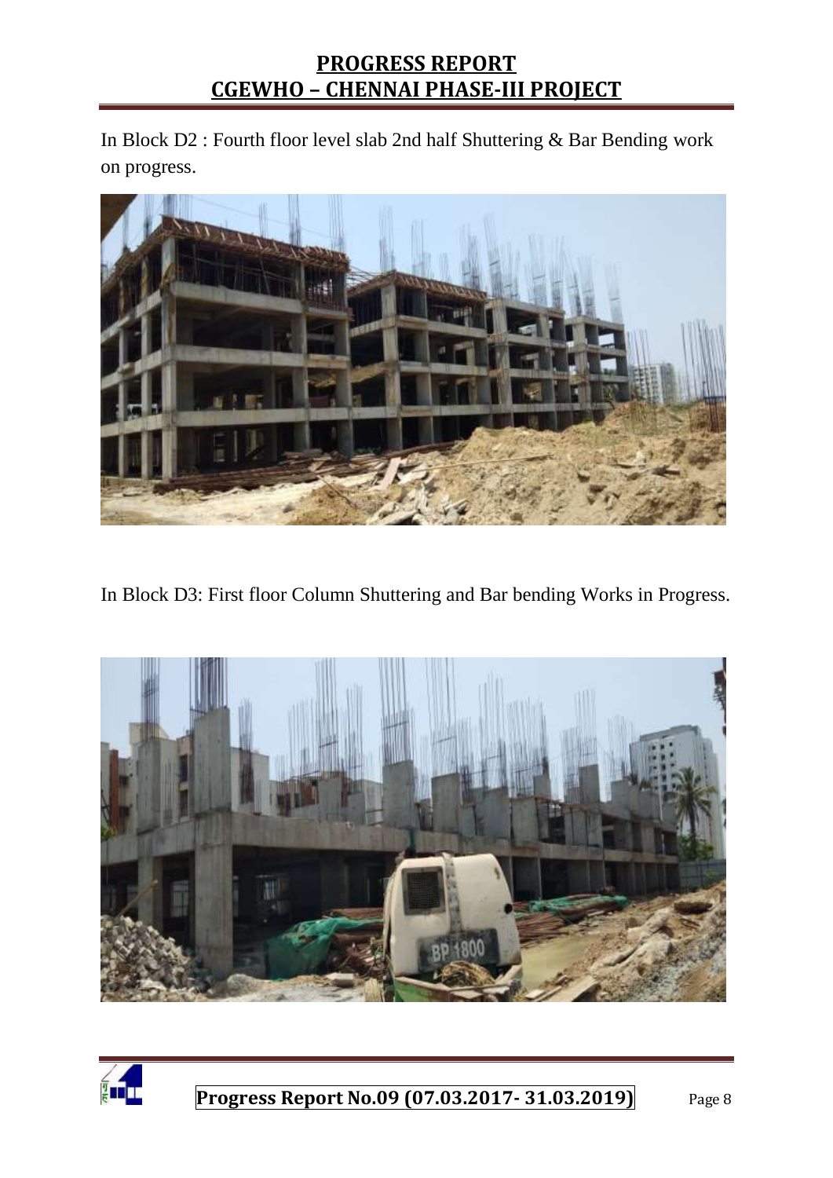In Block D2 : Fourth floor level slab 2nd half Shuttering & Bar Bending work on progress.

In Block D3: First floor Column Shuttering and Bar bending Works in Progress.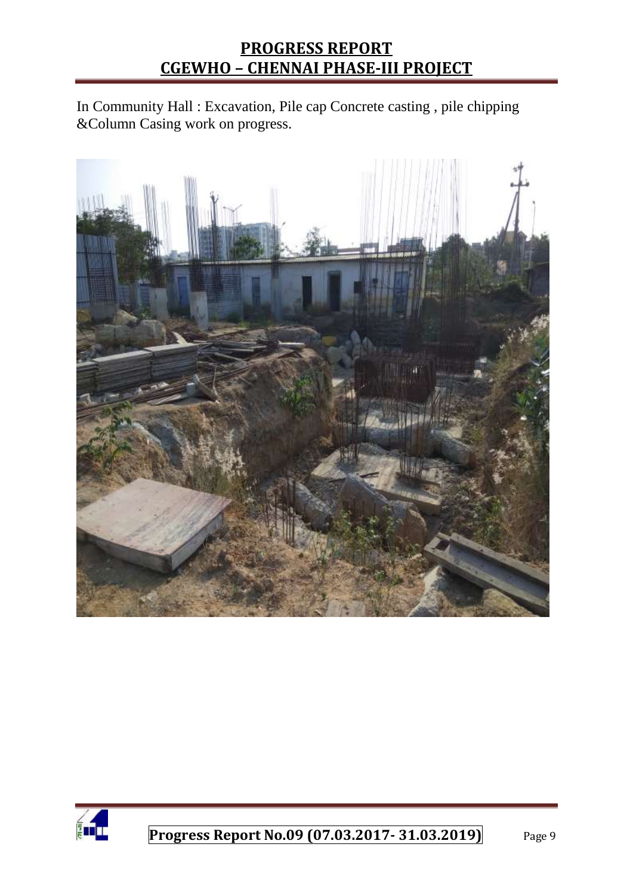In Community Hall : Excavation, Pile cap Concrete casting , pile chipping &Column Casing work on progress.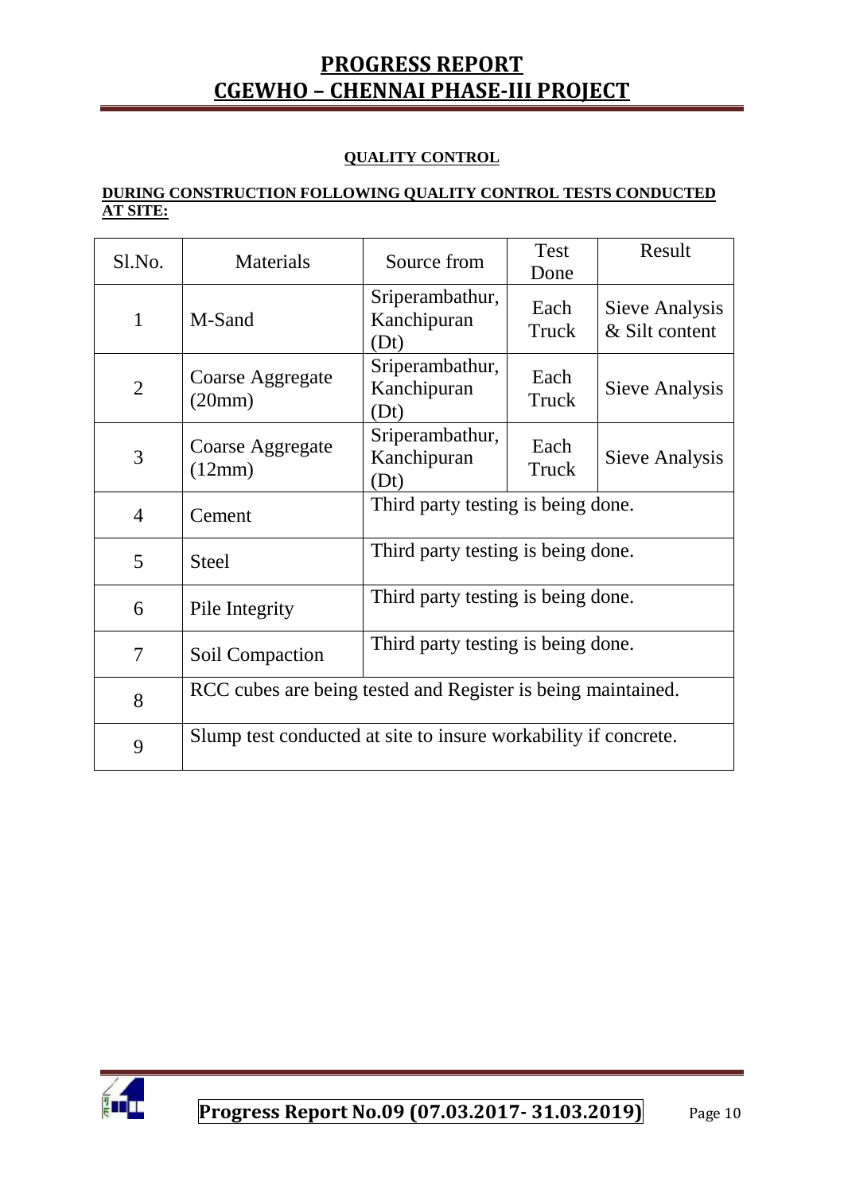## QUALITY CONTROL

**DURING CONSTRUCTION FOLLOWING QUALITY CONTROL TESTS CONDUCTED AT SITE:**

| Sl.No. | Materials | Source from | Test Done | Result |
|---|---|---|---|---|
| 1 | M-Sand | Sriperambathur, Kanchipuran (Dt) | Each Truck | Sieve Analysis & Silt content |
| 2 | Coarse Aggregate (20mm) | Sriperambathur, Kanchipuran (Dt) | Each Truck | Sieve Analysis |
| 3 | Coarse Aggregate (12mm) | Sriperambathur, Kanchipuran (Dt) | Each Truck | Sieve Analysis |
| 4 | Cement | Third party testing is being done. | | |
| 5 | Steel | Third party testing is being done. | | |
| 6 | Pile Integrity | Third party testing is being done. | | |
| 7 | Soil Compaction | Third party testing is being done. | | |
| 8 | RCC cubes are being tested and Register is being maintained. | | | |
| 9 | Slump test conducted at site to insure workability if concrete. | | | |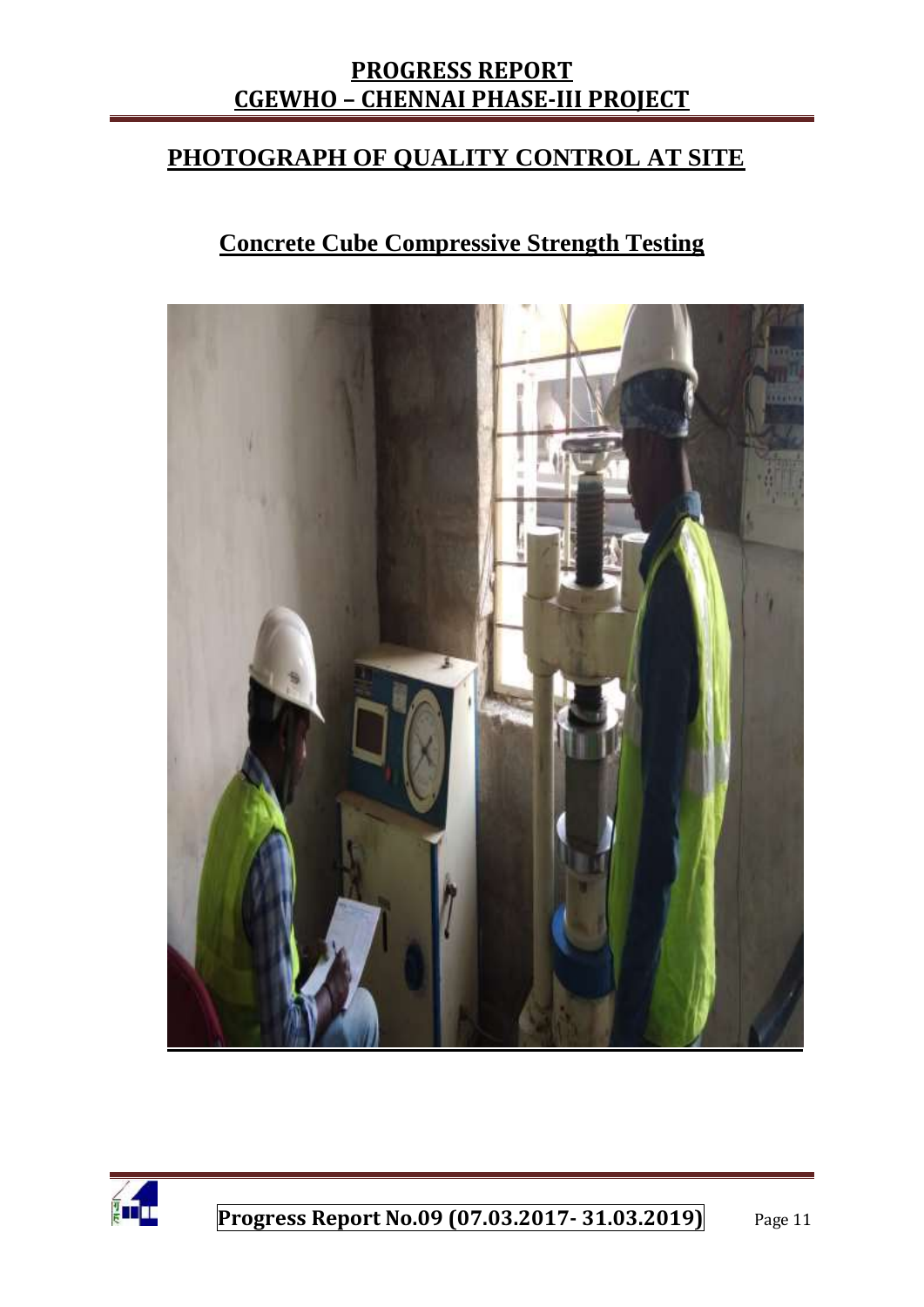## PHOTOGRAPH OF QUALITY CONTROL AT SITE

### Concrete Cube Compressive Strength Testing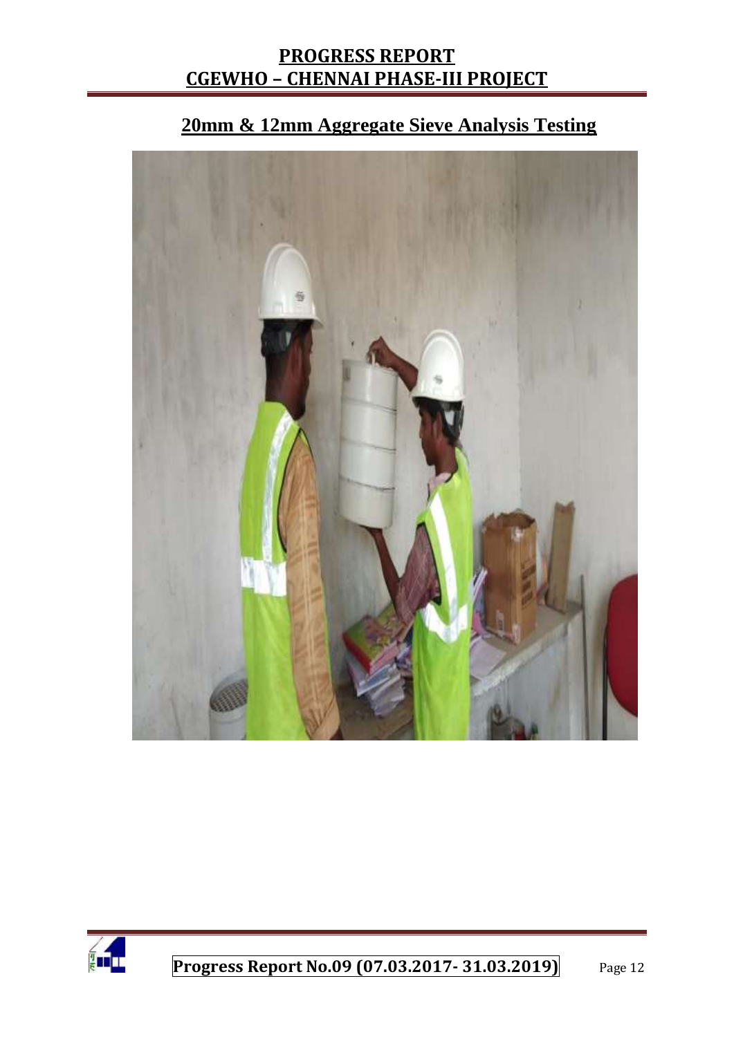## 20mm & 12mm Aggregate Sieve Analysis Testing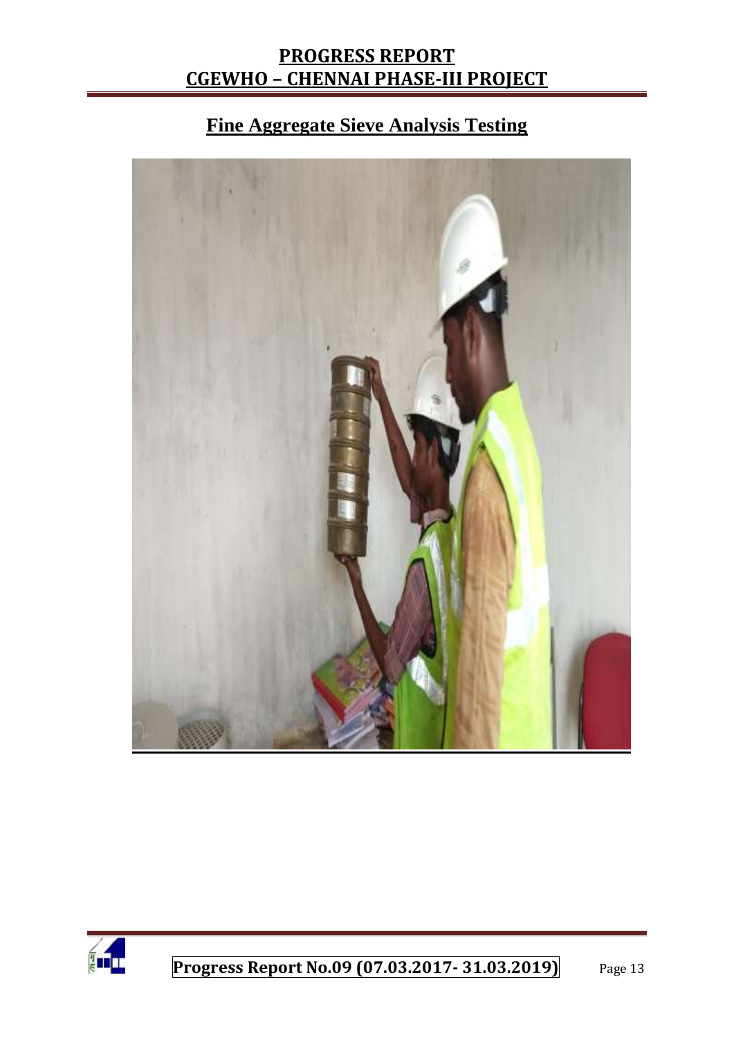## Fine Aggregate Sieve Analysis Testing